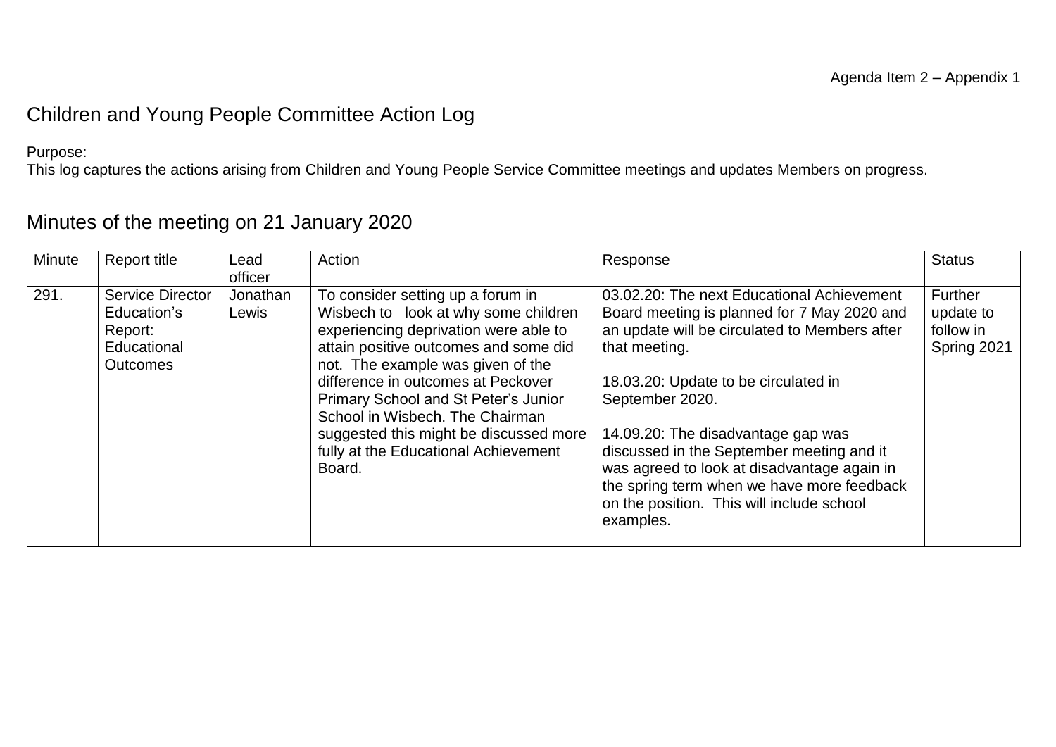Agenda Item 2 – Appendix 1

# Children and Young People Committee Action Log

Purpose:
This log captures the actions arising from Children and Young People Service Committee meetings and updates Members on progress.

## Minutes of the meeting on 21 January 2020

| Minute | Report title | Lead officer | Action | Response | Status |
|---|---|---|---|---|---|
| 291. | Service Director Education's Report: Educational Outcomes | Jonathan Lewis | To consider setting up a forum in Wisbech to look at why some children experiencing deprivation were able to attain positive outcomes and some did not. The example was given of the difference in outcomes at Peckover Primary School and St Peter's Junior School in Wisbech. The Chairman suggested this might be discussed more fully at the Educational Achievement Board. | 03.02.20: The next Educational Achievement Board meeting is planned for 7 May 2020 and an update will be circulated to Members after that meeting.<br><br>18.03.20: Update to be circulated in September 2020.<br><br>14.09.20: The disadvantage gap was discussed in the September meeting and it was agreed to look at disadvantage again in the spring term when we have more feedback on the position. This will include school examples. | Further update to follow in Spring 2021 |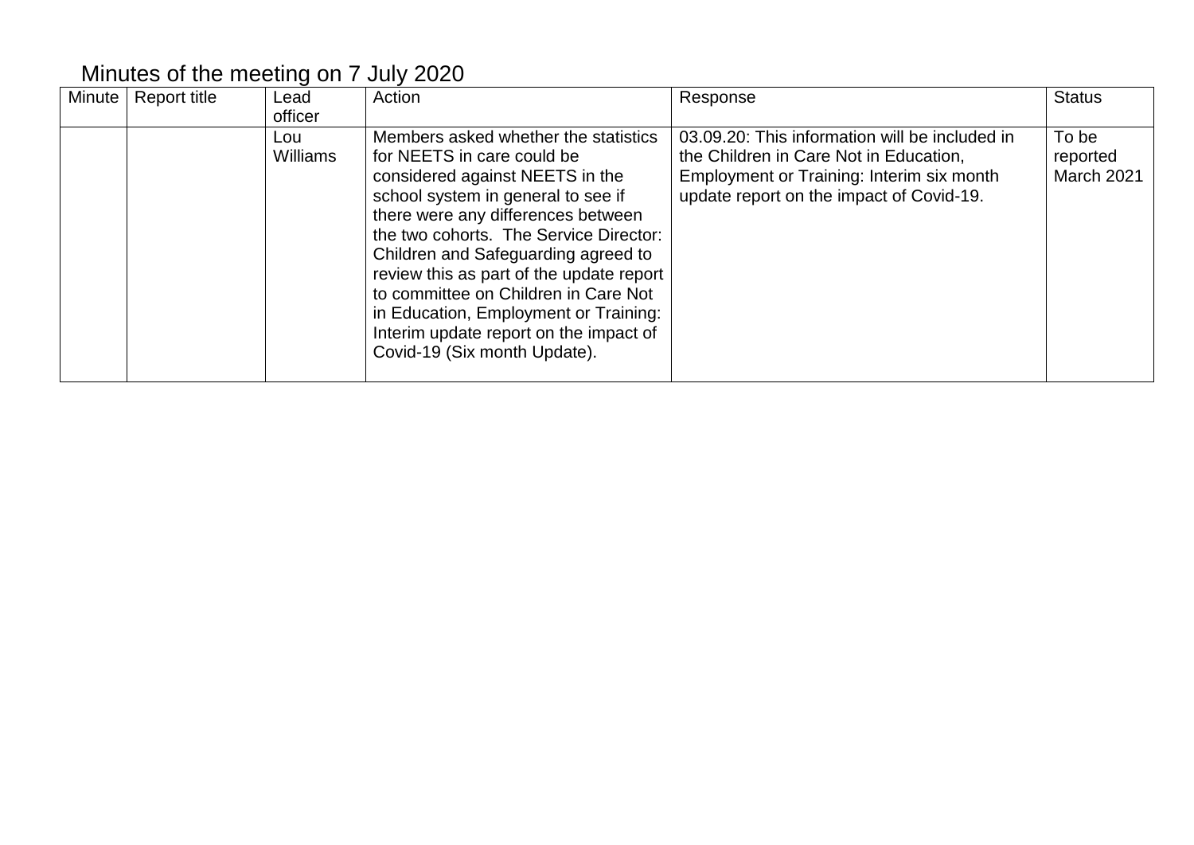## Minutes of the meeting on 7 July 2020

| Minute | Report title | Lead officer | Action | Response | Status |
|---|---|---|---|---|---|
| | | Lou Williams | Members asked whether the statistics for NEETS in care could be considered against NEETS in the school system in general to see if there were any differences between the two cohorts. The Service Director: Children and Safeguarding agreed to review this as part of the update report to committee on Children in Care Not in Education, Employment or Training: Interim update report on the impact of Covid-19 (Six month Update). | 03.09.20: This information will be included in the Children in Care Not in Education, Employment or Training: Interim six month update report on the impact of Covid-19. | To be reported March 2021 |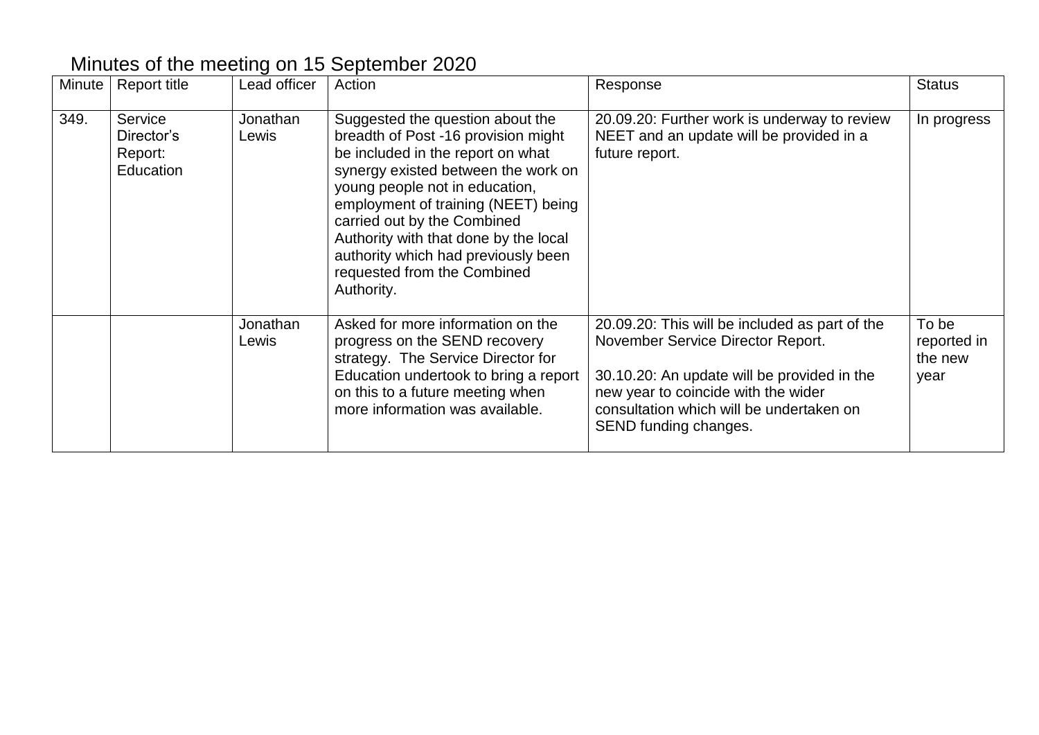## Minutes of the meeting on 15 September 2020

| Minute | Report title | Lead officer | Action | Response | Status |
|---|---|---|---|---|---|
| 349. | Service Director's Report: Education | Jonathan Lewis | Suggested the question about the breadth of Post -16 provision might be included in the report on what synergy existed between the work on young people not in education, employment of training (NEET) being carried out by the Combined Authority with that done by the local authority which had previously been requested from the Combined Authority. | 20.09.20: Further work is underway to review NEET and an update will be provided in a future report. | In progress |
| | | Jonathan Lewis | Asked for more information on the progress on the SEND recovery strategy. The Service Director for Education undertook to bring a report on this to a future meeting when more information was available. | 20.09.20: This will be included as part of the November Service Director Report.<br><br>30.10.20: An update will be provided in the new year to coincide with the wider consultation which will be undertaken on SEND funding changes. | To be reported in the new year |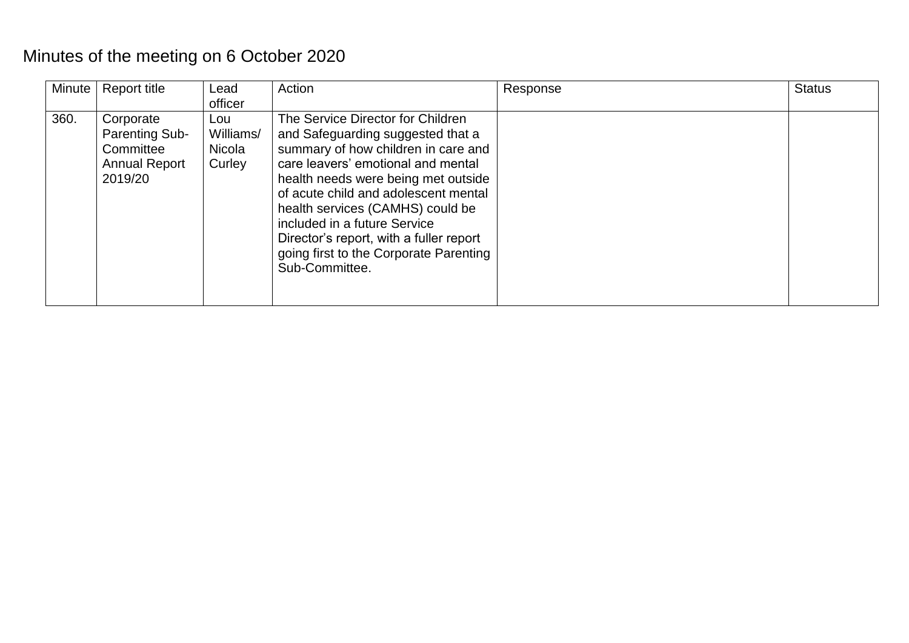# Minutes of the meeting on 6 October 2020

| Minute | Report title | Lead officer | Action | Response | Status |
|---|---|---|---|---|---|
| 360. | Corporate Parenting Sub-Committee Annual Report 2019/20 | Lou Williams/ Nicola Curley | The Service Director for Children and Safeguarding suggested that a summary of how children in care and care leavers' emotional and mental health needs were being met outside of acute child and adolescent mental health services (CAMHS) could be included in a future Service Director's report, with a fuller report going first to the Corporate Parenting Sub-Committee. | | |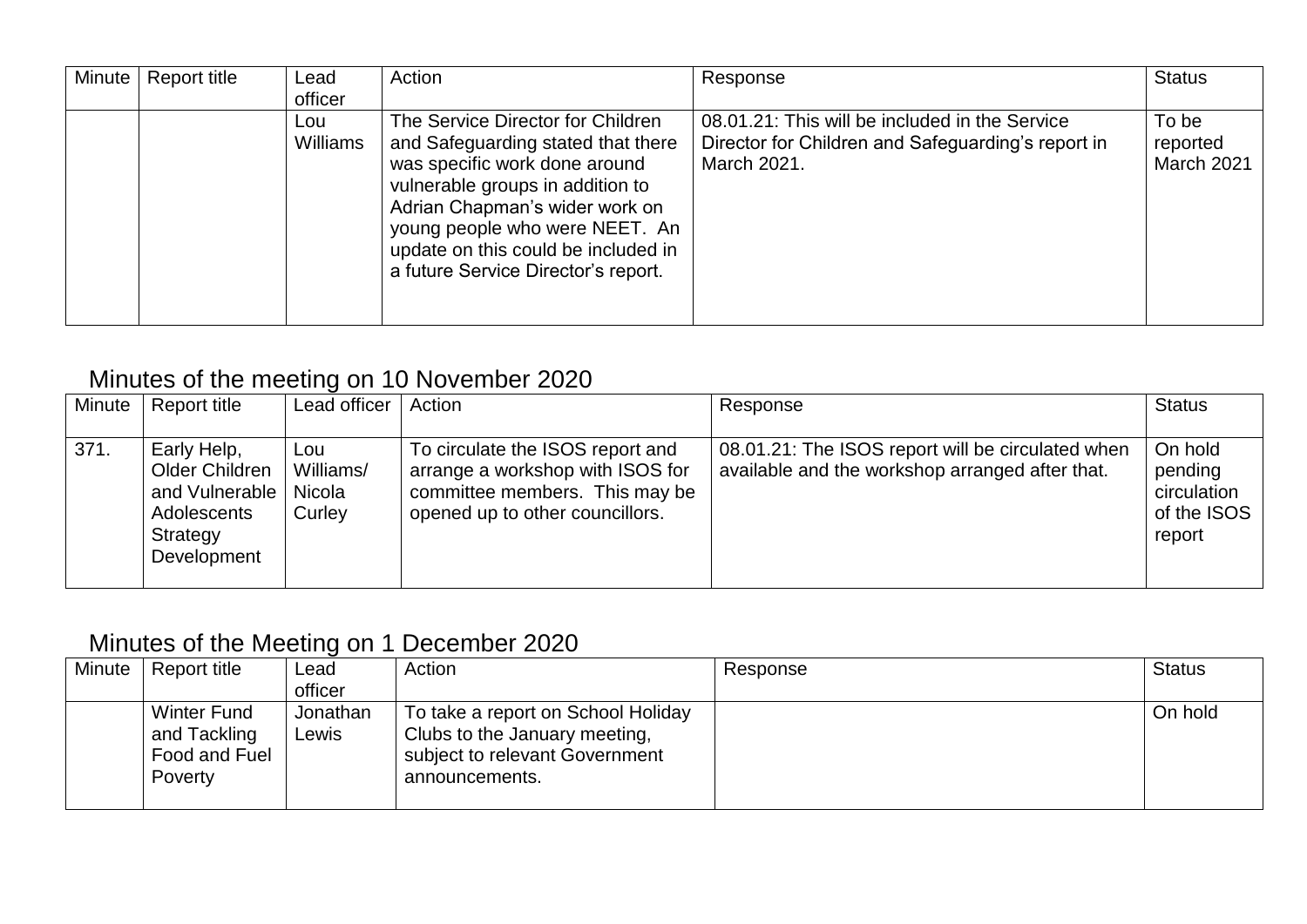| Minute | Report title | Lead officer | Action | Response | Status |
|---|---|---|---|---|---|
| | | Lou Williams | The Service Director for Children and Safeguarding stated that there was specific work done around vulnerable groups in addition to Adrian Chapman's wider work on young people who were NEET. An update on this could be included in a future Service Director's report. | 08.01.21: This will be included in the Service Director for Children and Safeguarding's report in March 2021. | To be reported March 2021 |

## Minutes of the meeting on 10 November 2020

| Minute | Report title | Lead officer | Action | Response | Status |
|---|---|---|---|---|---|
| 371. | Early Help, Older Children and Vulnerable Adolescents Strategy Development | Lou Williams/ Nicola Curley | To circulate the ISOS report and arrange a workshop with ISOS for committee members. This may be opened up to other councillors. | 08.01.21: The ISOS report will be circulated when available and the workshop arranged after that. | On hold pending circulation of the ISOS report |

## Minutes of the Meeting on 1 December 2020

| Minute | Report title | Lead officer | Action | Response | Status |
|---|---|---|---|---|---|
| | Winter Fund and Tackling Food and Fuel Poverty | Jonathan Lewis | To take a report on School Holiday Clubs to the January meeting, subject to relevant Government announcements. | | On hold |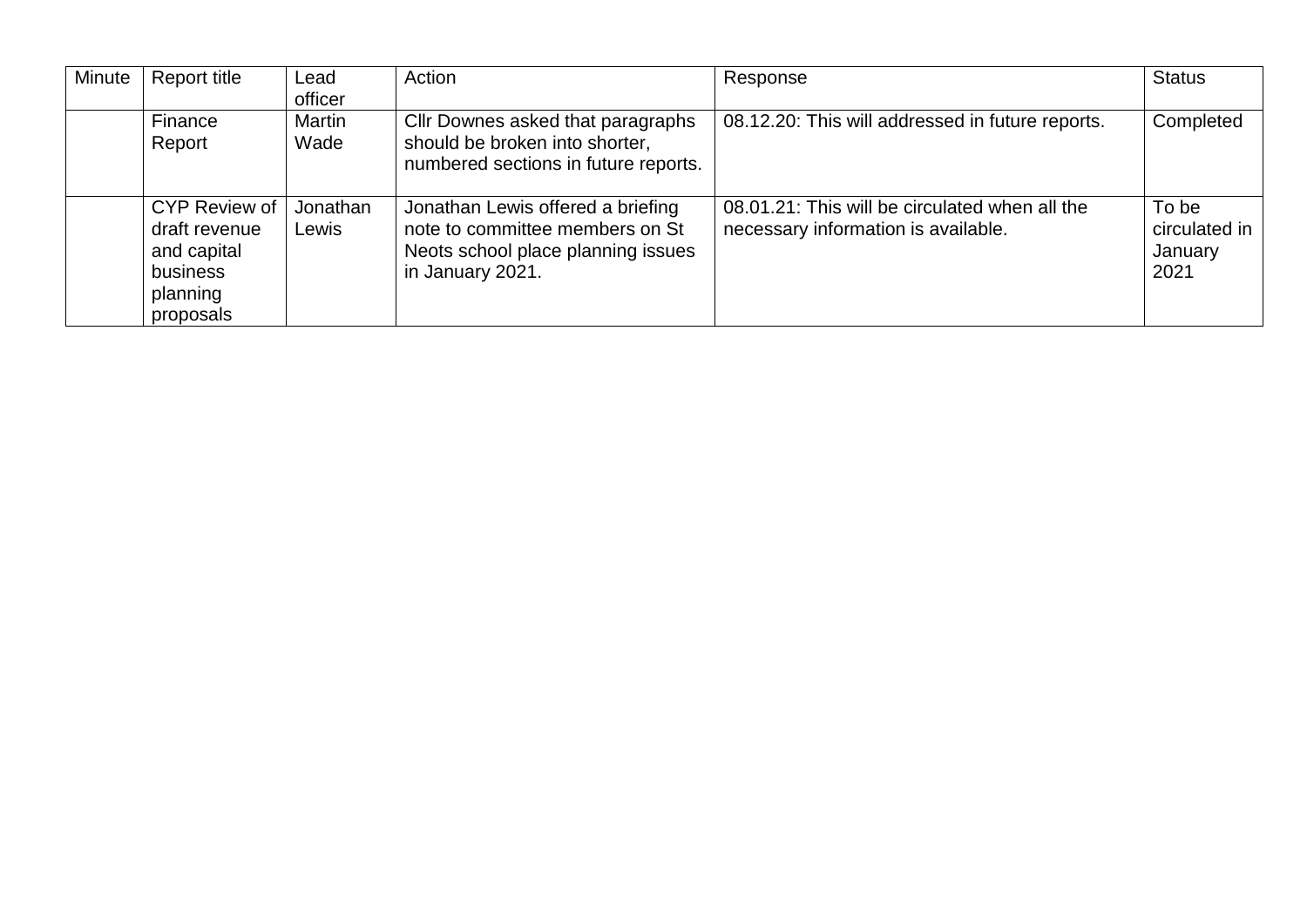| Minute | Report title | Lead officer | Action | Response | Status |
|---|---|---|---|---|---|
| | Finance Report | Martin Wade | Cllr Downes asked that paragraphs should be broken into shorter, numbered sections in future reports. | 08.12.20: This will addressed in future reports. | Completed |
| | CYP Review of draft revenue and capital business planning proposals | Jonathan Lewis | Jonathan Lewis offered a briefing note to committee members on St Neots school place planning issues in January 2021. | 08.01.21: This will be circulated when all the necessary information is available. | To be circulated in January 2021 |